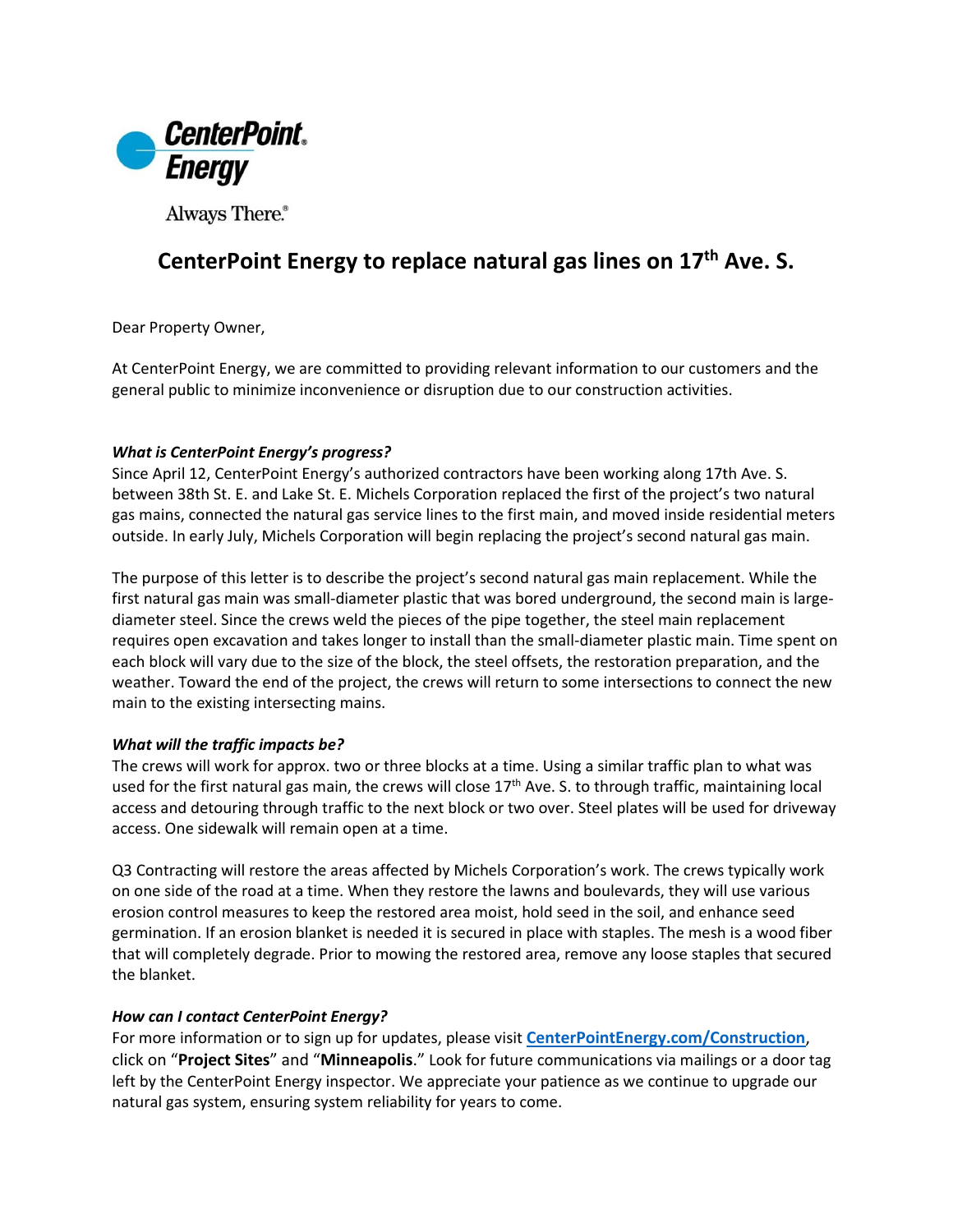CenterPoint Energy

Always There.®

# CenterPoint Energy to replace natural gas lines on 17th Ave. S.

Dear Property Owner,

At CenterPoint Energy, we are committed to providing relevant information to our customers and the general public to minimize inconvenience or disruption due to our construction activities.

***What is CenterPoint Energy's progress?***

Since April 12, CenterPoint Energy's authorized contractors have been working along 17th Ave. S. between 38th St. E. and Lake St. E. Michels Corporation replaced the first of the project's two natural gas mains, connected the natural gas service lines to the first main, and moved inside residential meters outside. In early July, Michels Corporation will begin replacing the project's second natural gas main.

The purpose of this letter is to describe the project's second natural gas main replacement. While the first natural gas main was small-diameter plastic that was bored underground, the second main is large-diameter steel. Since the crews weld the pieces of the pipe together, the steel main replacement requires open excavation and takes longer to install than the small-diameter plastic main. Time spent on each block will vary due to the size of the block, the steel offsets, the restoration preparation, and the weather. Toward the end of the project, the crews will return to some intersections to connect the new main to the existing intersecting mains.

***What will the traffic impacts be?***

The crews will work for approx. two or three blocks at a time. Using a similar traffic plan to what was used for the first natural gas main, the crews will close 17th Ave. S. to through traffic, maintaining local access and detouring through traffic to the next block or two over. Steel plates will be used for driveway access. One sidewalk will remain open at a time.

Q3 Contracting will restore the areas affected by Michels Corporation's work. The crews typically work on one side of the road at a time. When they restore the lawns and boulevards, they will use various erosion control measures to keep the restored area moist, hold seed in the soil, and enhance seed germination. If an erosion blanket is needed it is secured in place with staples. The mesh is a wood fiber that will completely degrade. Prior to mowing the restored area, remove any loose staples that secured the blanket.

***How can I contact CenterPoint Energy?***

For more information or to sign up for updates, please visit **CenterPointEnergy.com/Construction**, click on "**Project Sites**" and "**Minneapolis**." Look for future communications via mailings or a door tag left by the CenterPoint Energy inspector. We appreciate your patience as we continue to upgrade our natural gas system, ensuring system reliability for years to come.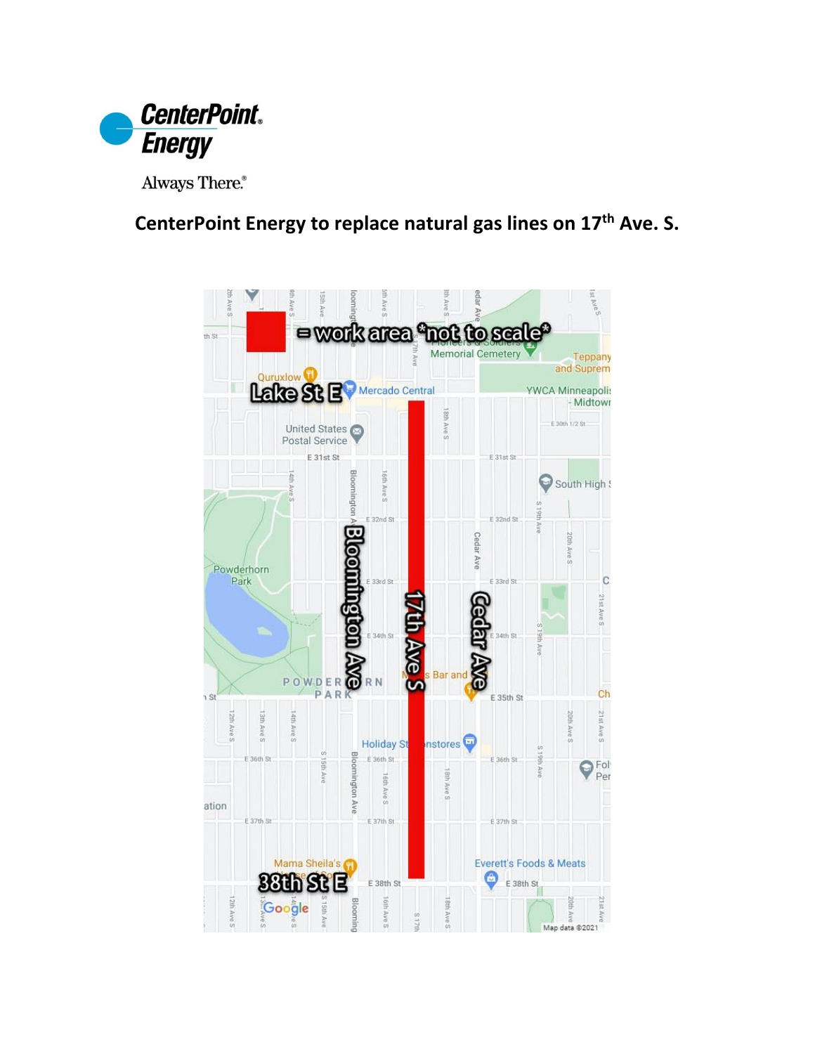CenterPoint Energy

Always There.®

## CenterPoint Energy to replace natural gas lines on 17th Ave. S.

= work area *not to scale*

Lake St E

Bloomington Ave

17th Ave S

Cedar Ave

38th St E